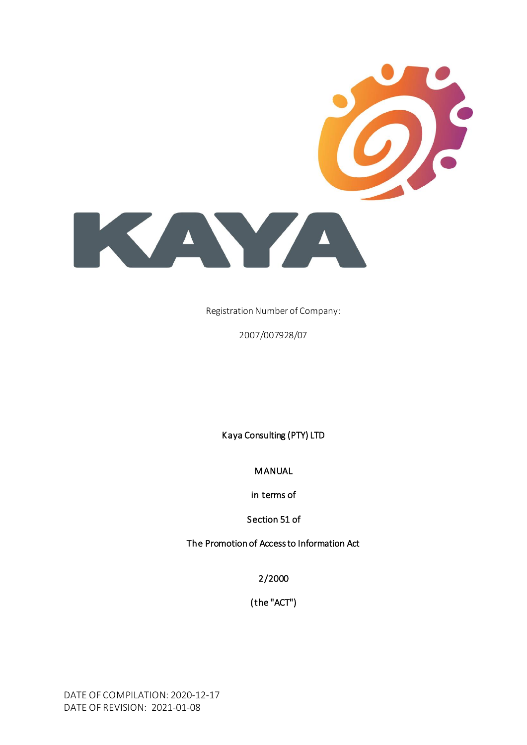KAYA

Registration Number of Company:

2007/007928/07

Kaya Consulting (PTY) LTD

MANUAL

in terms of

Section 51 of

The Promotion of Access to Information Act

2/2000

(the "ACT")

DATE OF COMPILATION: 2020-12-17
DATE OF REVISION: 2021-01-08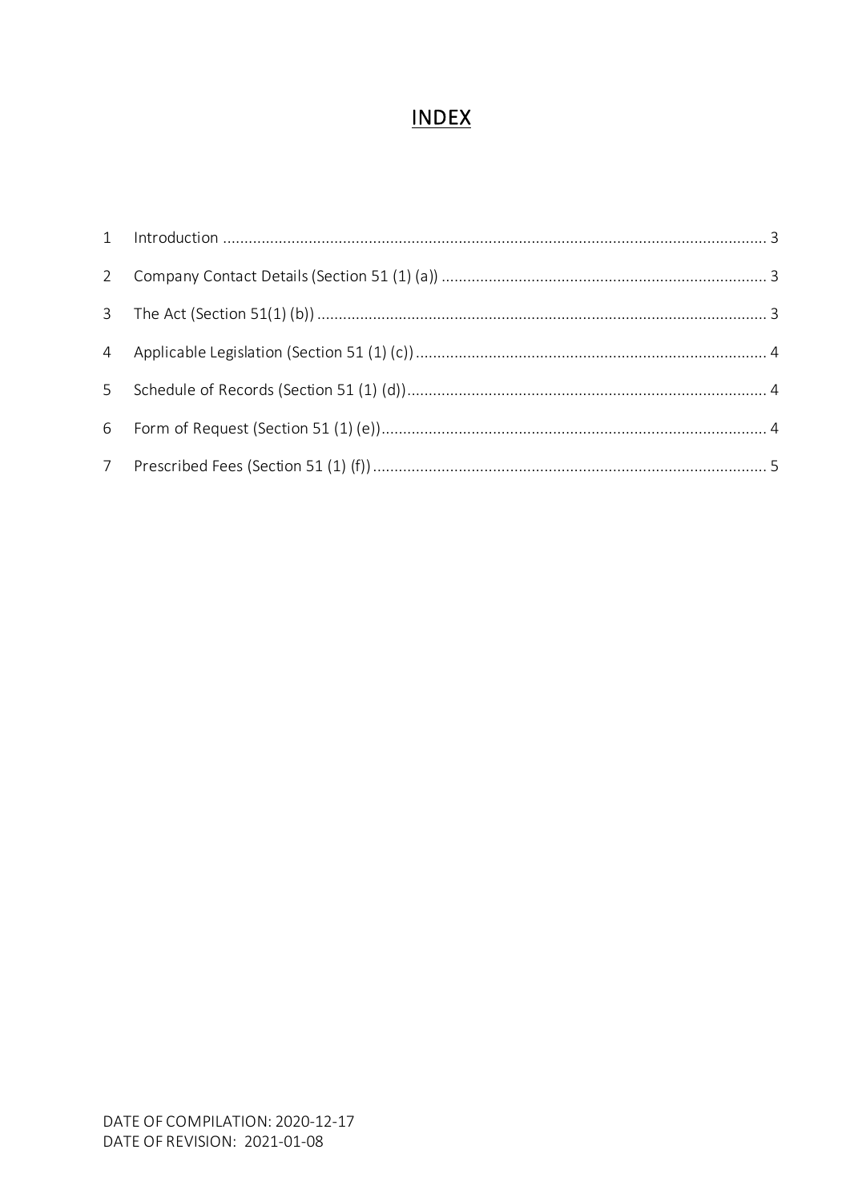# INDEX

| | | |
|---|---|---|
| 1 | Introduction | 3 |
| 2 | Company Contact Details (Section 51 (1) (a)) | 3 |
| 3 | The Act (Section 51(1) (b)) | 3 |
| 4 | Applicable Legislation (Section 51 (1) (c)) | 4 |
| 5 | Schedule of Records (Section 51 (1) (d)) | 4 |
| 6 | Form of Request (Section 51 (1) (e)) | 4 |
| 7 | Prescribed Fees (Section 51 (1) (f)) | 5 |

DATE OF COMPILATION: 2020-12-17
DATE OF REVISION: 2021-01-08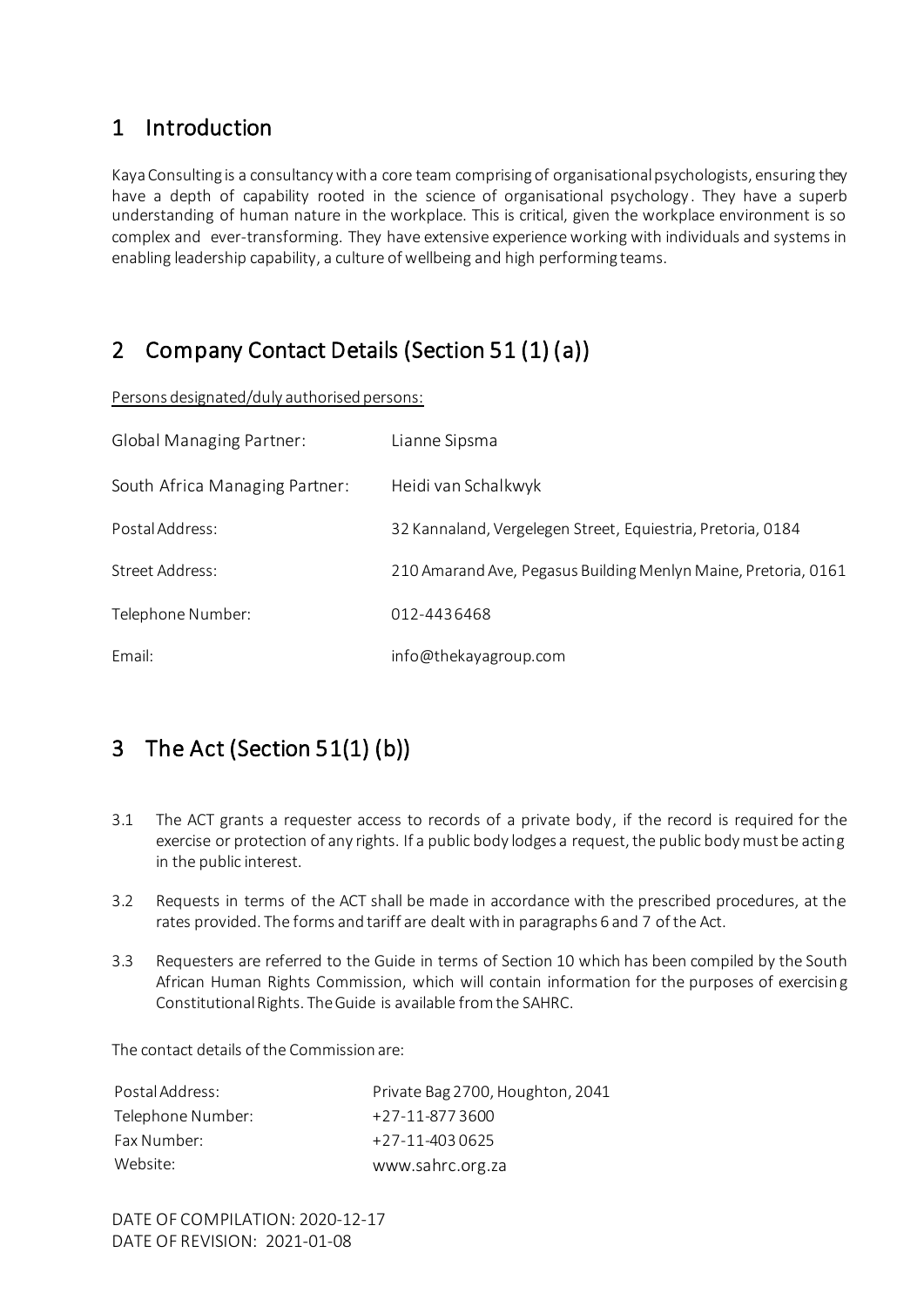## 1 Introduction

Kaya Consulting is a consultancy with a core team comprising of organisational psychologists, ensuring they have a depth of capability rooted in the science of organisational psychology. They have a superb understanding of human nature in the workplace. This is critical, given the workplace environment is so complex and ever-transforming. They have extensive experience working with individuals and systems in enabling leadership capability, a culture of wellbeing and high performing teams.

## 2 Company Contact Details (Section 51 (1) (a))

Persons designated/duly authorised persons:

| | |
|---|---|
| Global Managing Partner: | Lianne Sipsma |
| South Africa Managing Partner: | Heidi van Schalkwyk |
| Postal Address: | 32 Kannaland, Vergelegen Street, Equiestria, Pretoria, 0184 |
| Street Address: | 210 Amarand Ave, Pegasus Building Menlyn Maine, Pretoria, 0161 |
| Telephone Number: | 012-443 6468 |
| Email: | info@thekayagroup.com |

## 3 The Act (Section 51(1) (b))

3.1 The ACT grants a requester access to records of a private body, if the record is required for the exercise or protection of any rights. If a public body lodges a request, the public body must be acting in the public interest.

3.2 Requests in terms of the ACT shall be made in accordance with the prescribed procedures, at the rates provided. The forms and tariff are dealt with in paragraphs 6 and 7 of the Act.

3.3 Requesters are referred to the Guide in terms of Section 10 which has been compiled by the South African Human Rights Commission, which will contain information for the purposes of exercising Constitutional Rights. The Guide is available from the SAHRC.

The contact details of the Commission are:

| | |
|---|---|
| Postal Address: | Private Bag 2700, Houghton, 2041 |
| Telephone Number: | +27-11-877 3600 |
| Fax Number: | +27-11-403 0625 |
| Website: | www.sahrc.org.za |

DATE OF COMPILATION: 2020-12-17
DATE OF REVISION: 2021-01-08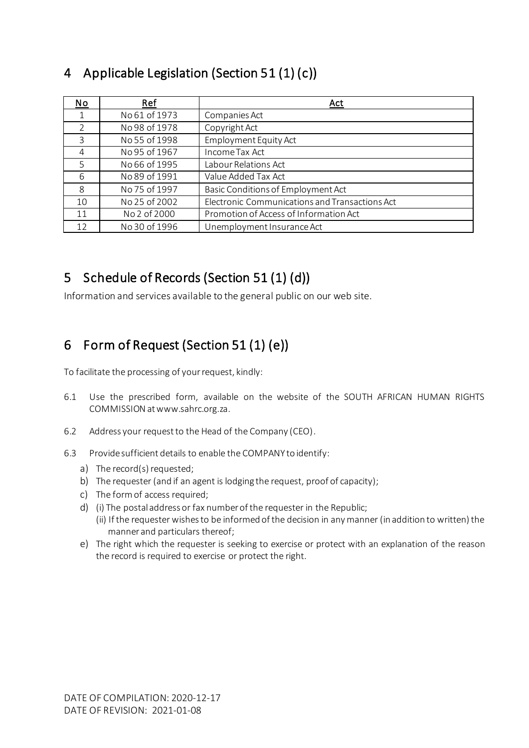## 4 Applicable Legislation (Section 51 (1) (c))

| No | Ref | Act |
|---|---|---|
| 1 | No 61 of 1973 | Companies Act |
| 2 | No 98 of 1978 | Copyright Act |
| 3 | No 55 of 1998 | Employment Equity Act |
| 4 | No 95 of 1967 | Income Tax Act |
| 5 | No 66 of 1995 | Labour Relations Act |
| 6 | No 89 of 1991 | Value Added Tax Act |
| 8 | No 75 of 1997 | Basic Conditions of Employment Act |
| 10 | No 25 of 2002 | Electronic Communications and Transactions Act |
| 11 | No 2 of 2000 | Promotion of Access of Information Act |
| 12 | No 30 of 1996 | Unemployment Insurance Act |

## 5 Schedule of Records (Section 51 (1) (d))

Information and services available to the general public on our web site.

## 6 Form of Request (Section 51 (1) (e))

To facilitate the processing of your request, kindly:

6.1 Use the prescribed form, available on the website of the SOUTH AFRICAN HUMAN RIGHTS COMMISSION at www.sahrc.org.za.

6.2 Address your request to the Head of the Company (CEO).

6.3 Provide sufficient details to enable the COMPANY to identify:

- a) The record(s) requested;
- b) The requester (and if an agent is lodging the request, proof of capacity);
- c) The form of access required;
- d) (i) The postal address or fax number of the requester in the Republic;
  (ii) If the requester wishes to be informed of the decision in any manner (in addition to written) the manner and particulars thereof;
- e) The right which the requester is seeking to exercise or protect with an explanation of the reason the record is required to exercise or protect the right.

DATE OF COMPILATION: 2020-12-17
DATE OF REVISION: 2021-01-08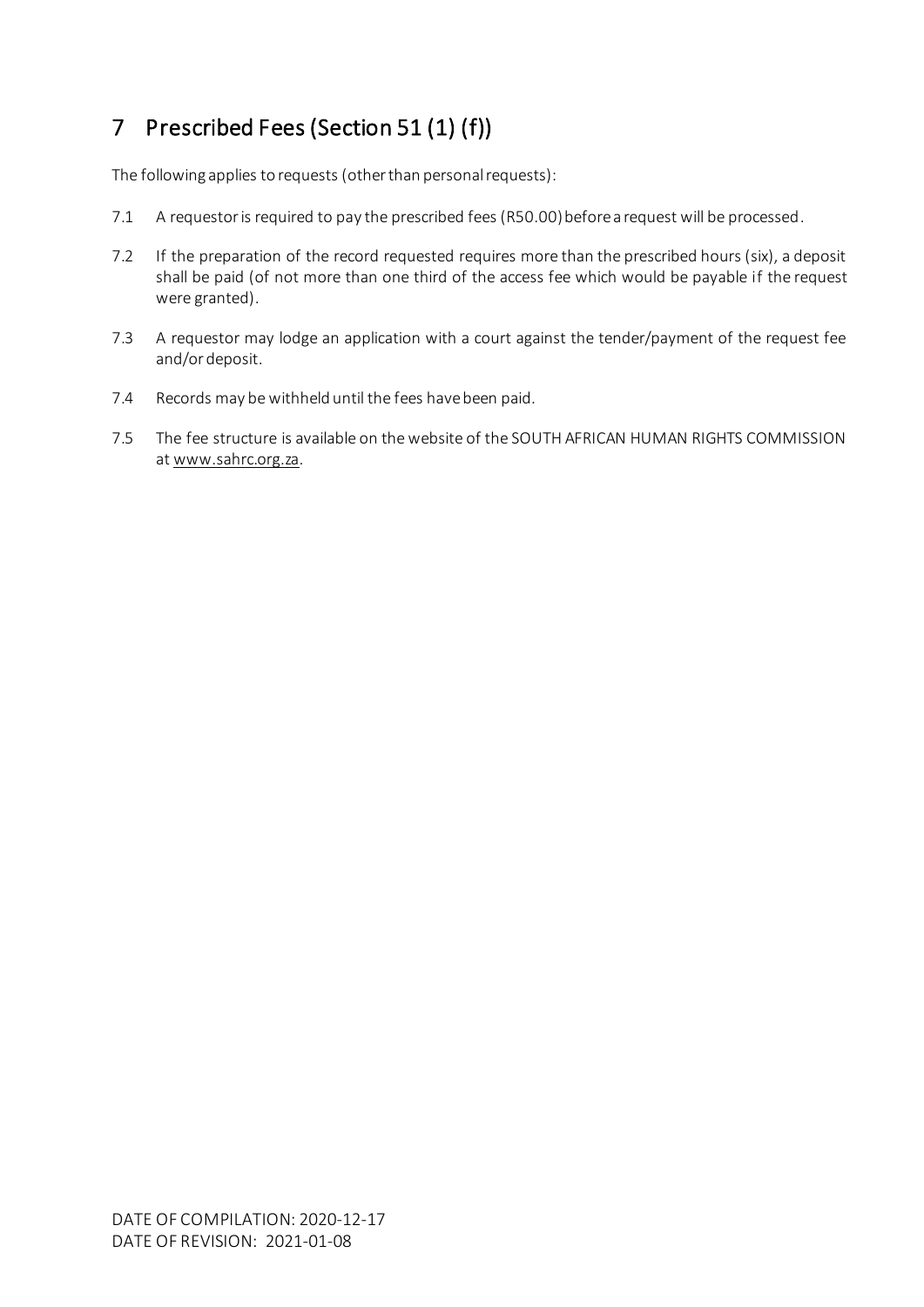# 7 Prescribed Fees (Section 51 (1) (f))

The following applies to requests (other than personal requests):

7.1 A requestor is required to pay the prescribed fees (R50.00) before a request will be processed.

7.2 If the preparation of the record requested requires more than the prescribed hours (six), a deposit shall be paid (of not more than one third of the access fee which would be payable if the request were granted).

7.3 A requestor may lodge an application with a court against the tender/payment of the request fee and/or deposit.

7.4 Records may be withheld until the fees have been paid.

7.5 The fee structure is available on the website of the SOUTH AFRICAN HUMAN RIGHTS COMMISSION at www.sahrc.org.za.

DATE OF COMPILATION: 2020-12-17
DATE OF REVISION: 2021-01-08